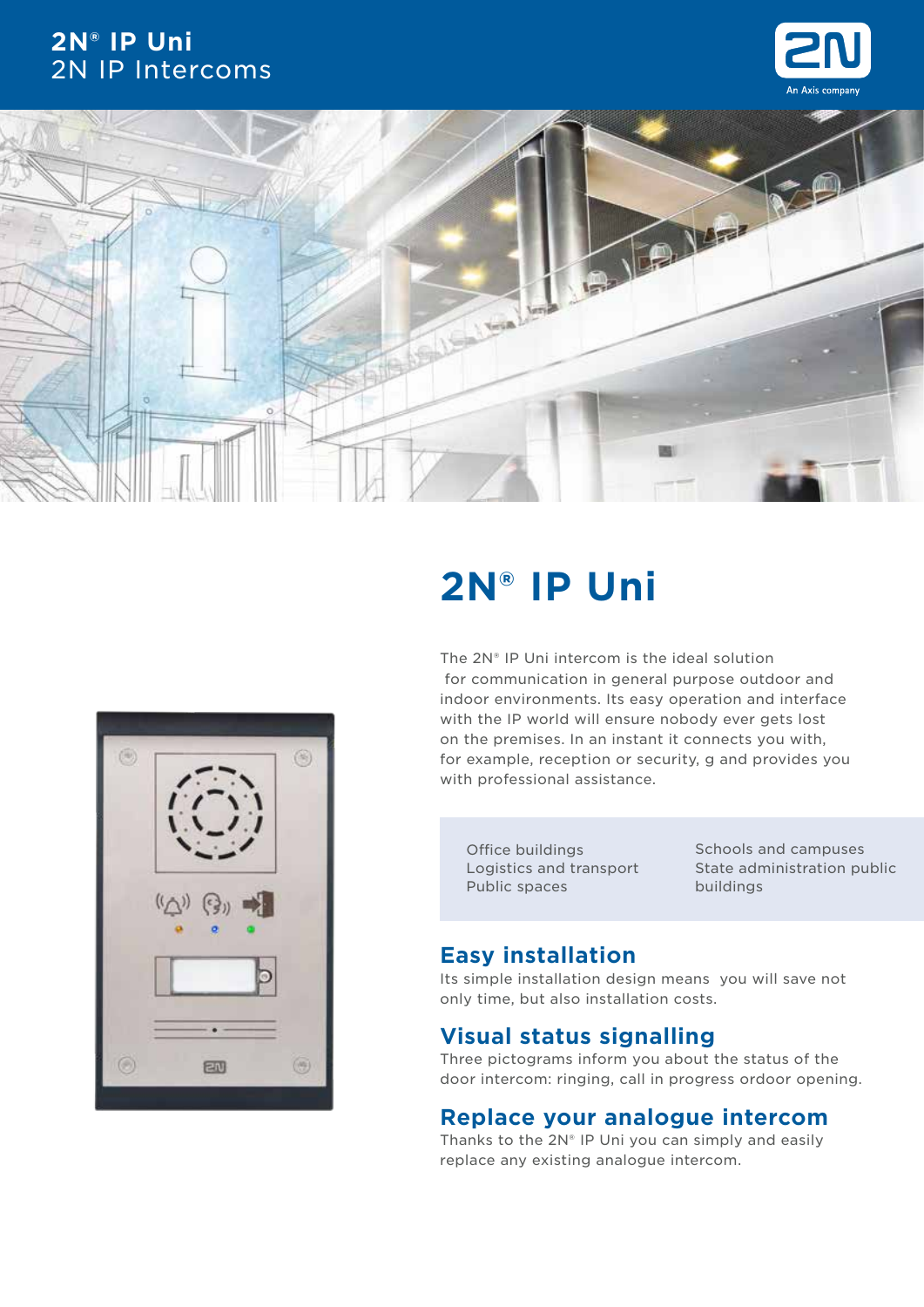# 2N® IP Uni

The 2N® IP Uni intercom is the ideal solution for communication in general purpose outdoor and indoor environments. Its easy operation and interface with the IP world will ensure nobody ever gets lost on the premises. In an instant it connects you with, for example, reception or security, g and provides you with professional assistance.

- Office buildings
- Logistics and transport
- Public spaces
- Schools and campuses
- State administration public buildings

## Easy installation

Its simple installation design means you will save not only time, but also installation costs.

## Visual status signalling

Three pictograms inform you about the status of the door intercom: ringing, call in progress ordoor opening.

## Replace your analogue intercom

Thanks to the 2N® IP Uni you can simply and easily replace any existing analogue intercom.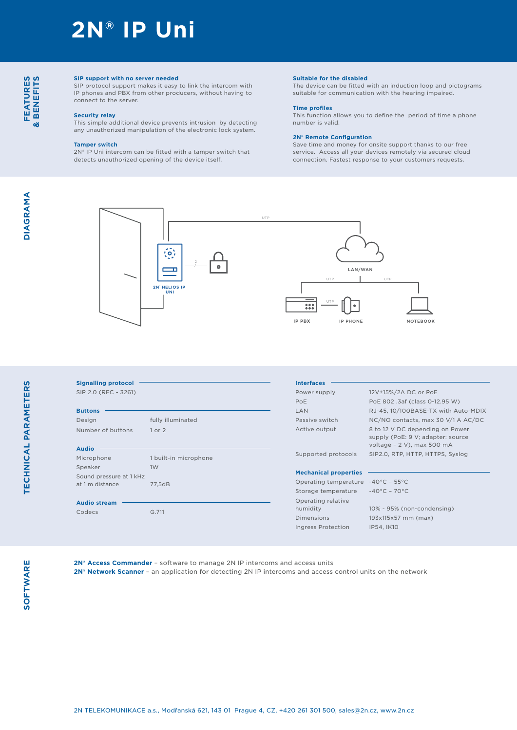# 2N® IP Uni

## FEATURES & BENEFITS

**SIP support with no server needed**
SIP protocol support makes it easy to link the intercom with IP phones and PBX from other producers, without having to connect to the server.

**Security relay**
This simple additional device prevents intrusion by detecting any unauthorized manipulation of the electronic lock system.

**Tamper switch**
2N® IP Uni intercom can be fitted with a tamper switch that detects unauthorized opening of the device itself.

**Suitable for the disabled**
The device can be fitted with an induction loop and pictograms suitable for communication with the hearing impaired.

**Time profiles**
This function allows you to define the period of time a phone number is valid.

**2N® Remote Configuration**
Save time and money for onsite support thanks to our free service. Access all your devices remotely via secured cloud connection. Fastest response to your customers requests.

## DIAGRAMA

UTP

2

2N HELIOS IP UNI

LAN/WAN

UTP

UTP

UTP

IP PBX

IP PHONE

NOTEBOOK

## TECHNICAL PARAMETERS

**Signalling protocol**

SIP 2.0 (RFC - 3261)

**Buttons**

| | |
|---|---|
| Design | fully illuminated |
| Number of buttons | 1 or 2 |

**Audio**

| | |
|---|---|
| Microphone | 1 built-in microphone |
| Speaker | 1W |
| Sound pressure at 1 kHz at 1 m distance | 77,5dB |

**Audio stream**

| | |
|---|---|
| Codecs | G.711 |

**Interfaces**

| | |
|---|---|
| Power supply | 12V±15%/2A DC or PoE |
| PoE | PoE 802 .3af (class 0-12.95 W) |
| LAN | RJ-45, 10/100BASE-TX with Auto-MDIX |
| Passive switch | NC/NO contacts, max 30 V/1 A AC/DC |
| Active output | 8 to 12 V DC depending on Power supply (PoE: 9 V; adapter: source voltage – 2 V), max 500 mA |
| Supported protocols | SIP2.0, RTP, HTTP, HTTPS, Syslog |

**Mechanical properties**

| | |
|---|---|
| Operating temperature | -40°C – 55°C |
| Storage temperature | -40°C – 70°C |
| Operating relative humidity | 10% - 95% (non-condensing) |
| Dimensions | 193x115x57 mm (max) |
| Ingress Protection | IP54, IK10 |

## SOFTWARE

**2N® Access Commander** – software to manage 2N IP intercoms and access units
**2N® Network Scanner** – an application for detecting 2N IP intercoms and access control units on the network

2N TELEKOMUNIKACE a.s., Modřanská 621, 143 01 Prague 4, CZ, +420 261 301 500, sales@2n.cz, www.2n.cz